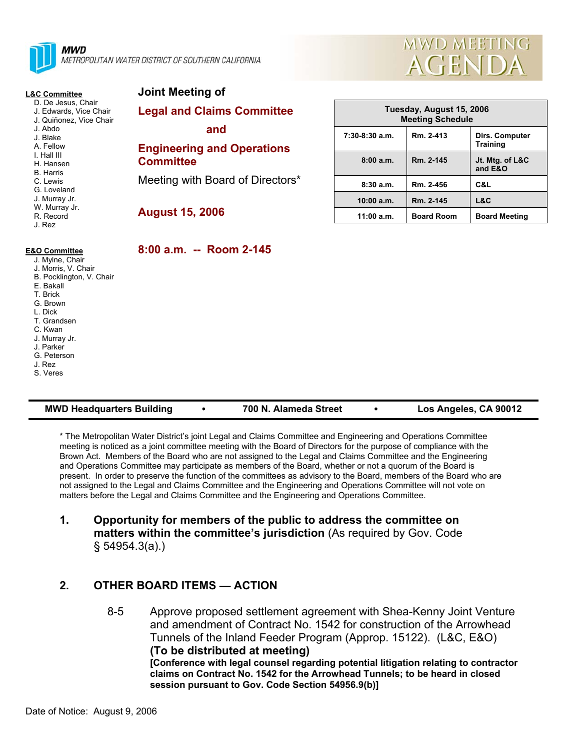**MWD**
METROPOLITAN WATER DISTRICT OF SOUTHERN CALIFORNIA

# MWD MEETING AGENDA

**L&C Committee**
- D. De Jesus, Chair
- J. Edwards, Vice Chair
- J. Quiñonez, Vice Chair
- J. Abdo
- J. Blake
- A. Fellow
- I. Hall III
- H. Hansen
- B. Harris
- C. Lewis
- G. Loveland
- J. Murray Jr.
- W. Murray Jr.
- R. Record
- J. Rez

**E&O Committee**
- J. Mylne, Chair
- J. Morris, V. Chair
- B. Pocklington, V. Chair
- E. Bakall
- T. Brick
- G. Brown
- L. Dick
- T. Grandsen
- C. Kwan
- J. Murray Jr.
- J. Parker
- G. Peterson
- J. Rez
- S. Veres

## Joint Meeting of

## Legal and Claims Committee

## and

## Engineering and Operations Committee

Meeting with Board of Directors*

## August 15, 2006

## 8:00 a.m. -- Room 2-145

| Tuesday, August 15, 2006 Meeting Schedule | | |
|---|---|---|
| 7:30-8:30 a.m. | Rm. 2-413 | Dirs. Computer Training |
| 8:00 a.m. | Rm. 2-145 | Jt. Mtg. of L&C and E&O |
| 8:30 a.m. | Rm. 2-456 | C&L |
| 10:00 a.m. | Rm. 2-145 | L&C |
| 11:00 a.m. | Board Room | Board Meeting |

**MWD Headquarters Building • 700 N. Alameda Street • Los Angeles, CA 90012**

* The Metropolitan Water District's joint Legal and Claims Committee and Engineering and Operations Committee meeting is noticed as a joint committee meeting with the Board of Directors for the purpose of compliance with the Brown Act. Members of the Board who are not assigned to the Legal and Claims Committee and the Engineering and Operations Committee may participate as members of the Board, whether or not a quorum of the Board is present. In order to preserve the function of the committees as advisory to the Board, members of the Board who are not assigned to the Legal and Claims Committee and the Engineering and Operations Committee will not vote on matters before the Legal and Claims Committee and the Engineering and Operations Committee.

1. **Opportunity for members of the public to address the committee on matters within the committee's jurisdiction** (As required by Gov. Code § 54954.3(a).)

2. **OTHER BOARD ITEMS — ACTION**

   8-5 Approve proposed settlement agreement with Shea-Kenny Joint Venture and amendment of Contract No. 1542 for construction of the Arrowhead Tunnels of the Inland Feeder Program (Approp. 15122). (L&C, E&O) **(To be distributed at meeting)**
   **[Conference with legal counsel regarding potential litigation relating to contractor claims on Contract No. 1542 for the Arrowhead Tunnels; to be heard in closed session pursuant to Gov. Code Section 54956.9(b)]**

Date of Notice: August 9, 2006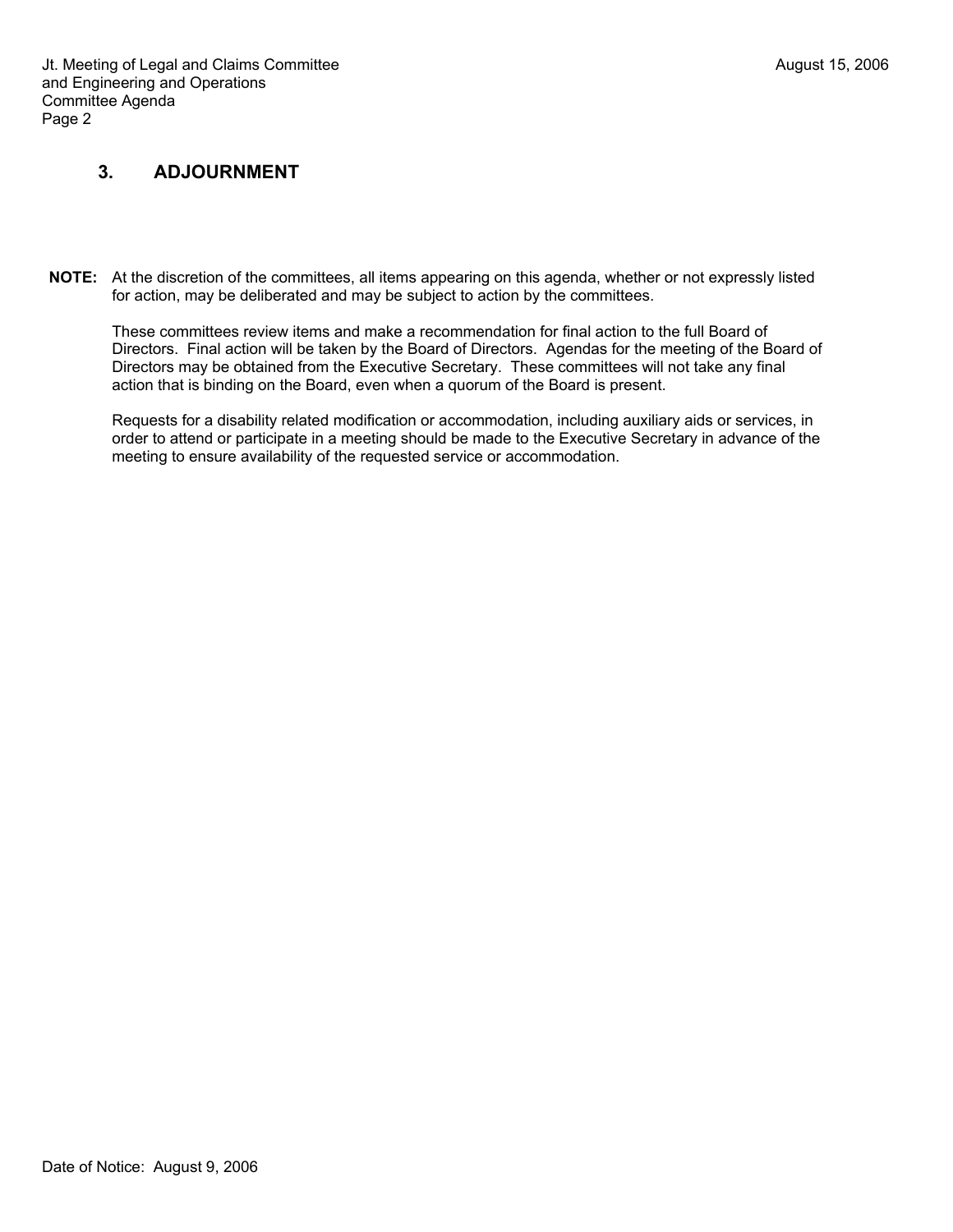## 3. ADJOURNMENT

**NOTE:** At the discretion of the committees, all items appearing on this agenda, whether or not expressly listed for action, may be deliberated and may be subject to action by the committees.

These committees review items and make a recommendation for final action to the full Board of Directors. Final action will be taken by the Board of Directors. Agendas for the meeting of the Board of Directors may be obtained from the Executive Secretary. These committees will not take any final action that is binding on the Board, even when a quorum of the Board is present.

Requests for a disability related modification or accommodation, including auxiliary aids or services, in order to attend or participate in a meeting should be made to the Executive Secretary in advance of the meeting to ensure availability of the requested service or accommodation.

Date of Notice: August 9, 2006